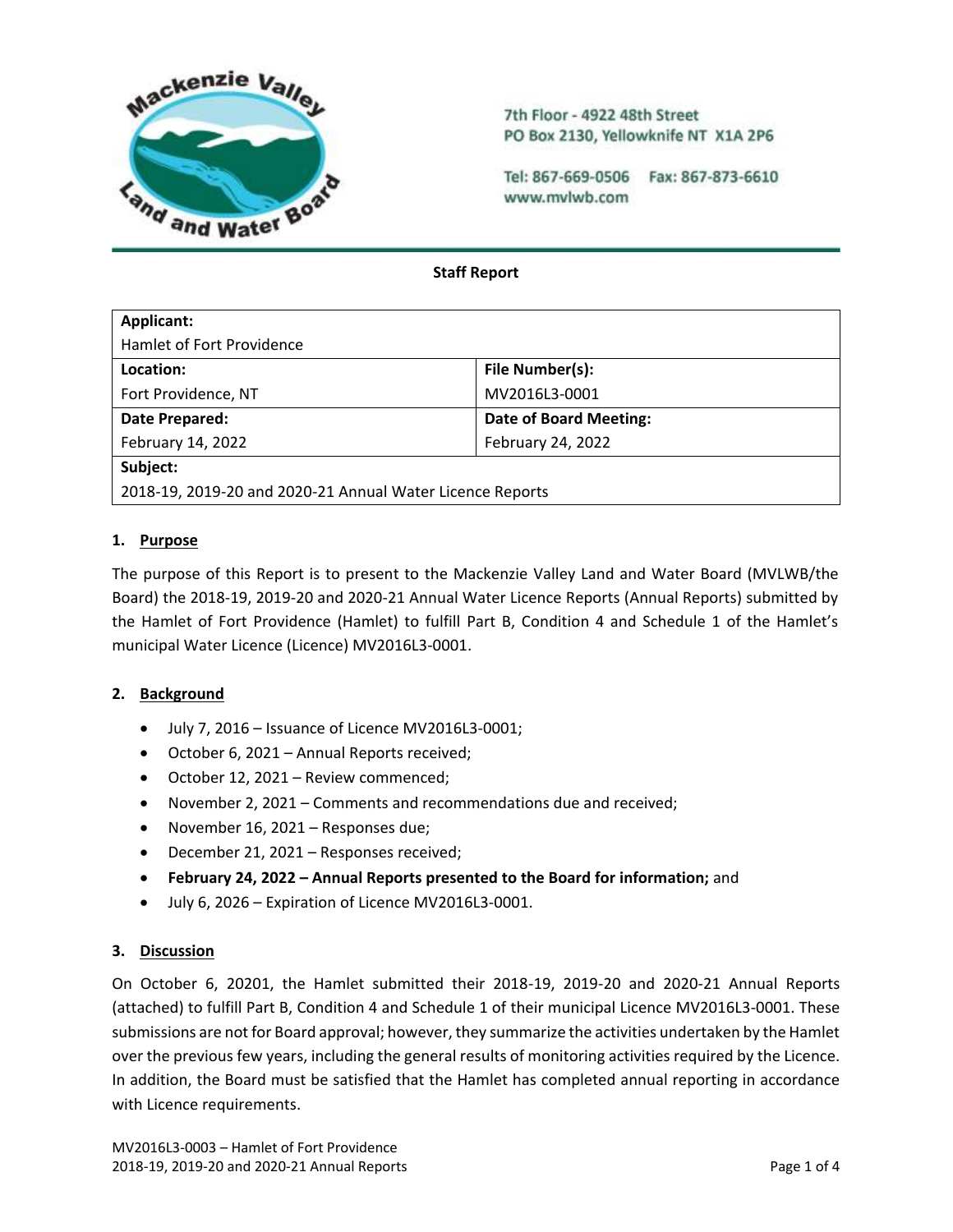7th Floor - 4922 48th Street
PO Box 2130, Yellowknife NT X1A 2P6

Tel: 867-669-0506 Fax: 867-873-6610
www.mvlwb.com

**Staff Report**

| **Applicant:** | |
|---|---|
| Hamlet of Fort Providence | |
| **Location:** | **File Number(s):** |
| Fort Providence, NT | MV2016L3-0001 |
| **Date Prepared:** | **Date of Board Meeting:** |
| February 14, 2022 | February 24, 2022 |
| **Subject:** | |
| 2018-19, 2019-20 and 2020-21 Annual Water Licence Reports | |

## 1. Purpose

The purpose of this Report is to present to the Mackenzie Valley Land and Water Board (MVLWB/the Board) the 2018-19, 2019-20 and 2020-21 Annual Water Licence Reports (Annual Reports) submitted by the Hamlet of Fort Providence (Hamlet) to fulfill Part B, Condition 4 and Schedule 1 of the Hamlet's municipal Water Licence (Licence) MV2016L3-0001.

## 2. Background

- July 7, 2016 – Issuance of Licence MV2016L3-0001;
- October 6, 2021 – Annual Reports received;
- October 12, 2021 – Review commenced;
- November 2, 2021 – Comments and recommendations due and received;
- November 16, 2021 – Responses due;
- December 21, 2021 – Responses received;
- **February 24, 2022 – Annual Reports presented to the Board for information;** and
- July 6, 2026 – Expiration of Licence MV2016L3-0001.

## 3. Discussion

On October 6, 20201, the Hamlet submitted their 2018-19, 2019-20 and 2020-21 Annual Reports (attached) to fulfill Part B, Condition 4 and Schedule 1 of their municipal Licence MV2016L3-0001. These submissions are not for Board approval; however, they summarize the activities undertaken by the Hamlet over the previous few years, including the general results of monitoring activities required by the Licence. In addition, the Board must be satisfied that the Hamlet has completed annual reporting in accordance with Licence requirements.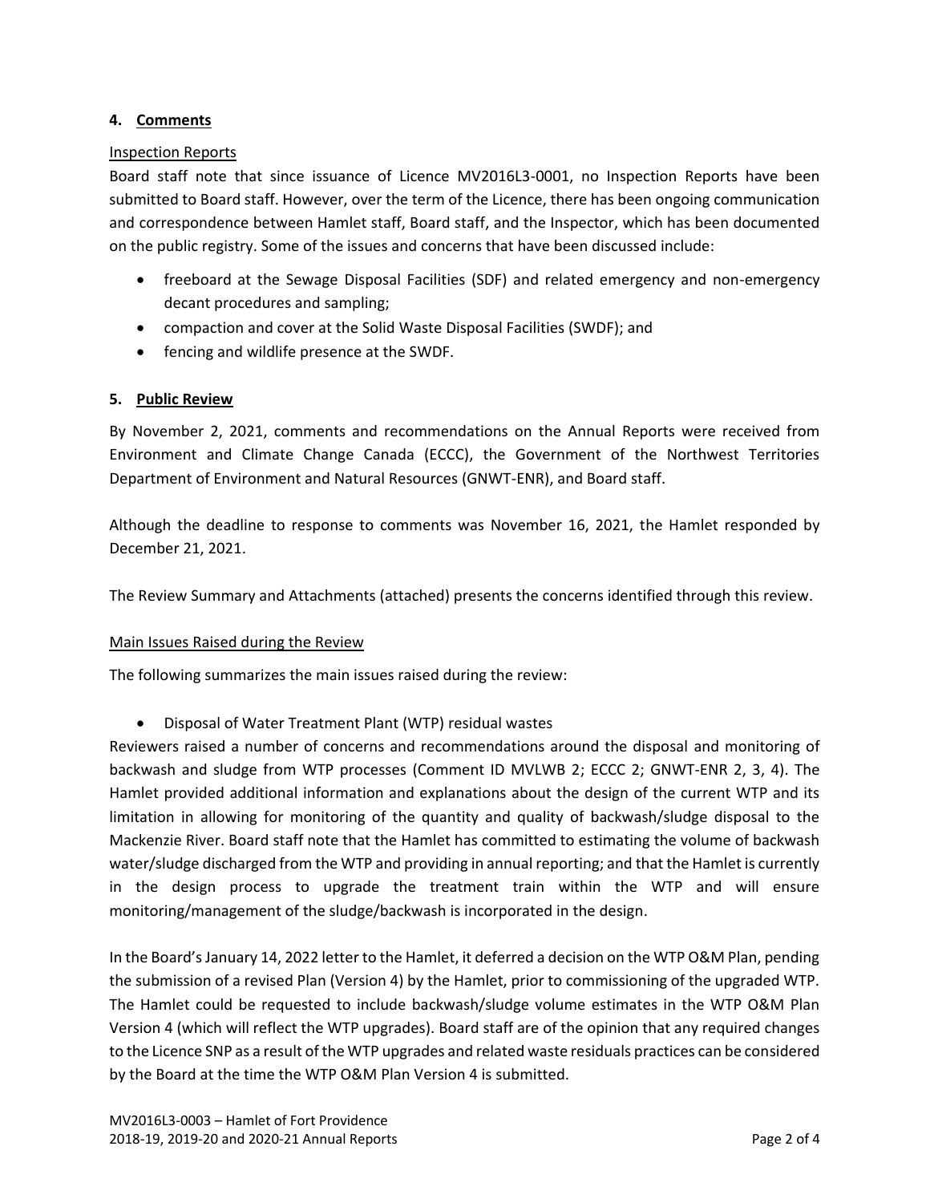## 4. Comments

Inspection Reports

Board staff note that since issuance of Licence MV2016L3-0001, no Inspection Reports have been submitted to Board staff. However, over the term of the Licence, there has been ongoing communication and correspondence between Hamlet staff, Board staff, and the Inspector, which has been documented on the public registry. Some of the issues and concerns that have been discussed include:

- freeboard at the Sewage Disposal Facilities (SDF) and related emergency and non-emergency decant procedures and sampling;
- compaction and cover at the Solid Waste Disposal Facilities (SWDF); and
- fencing and wildlife presence at the SWDF.

## 5. Public Review

By November 2, 2021, comments and recommendations on the Annual Reports were received from Environment and Climate Change Canada (ECCC), the Government of the Northwest Territories Department of Environment and Natural Resources (GNWT-ENR), and Board staff.

Although the deadline to response to comments was November 16, 2021, the Hamlet responded by December 21, 2021.

The Review Summary and Attachments (attached) presents the concerns identified through this review.

Main Issues Raised during the Review

The following summarizes the main issues raised during the review:

- Disposal of Water Treatment Plant (WTP) residual wastes

Reviewers raised a number of concerns and recommendations around the disposal and monitoring of backwash and sludge from WTP processes (Comment ID MVLWB 2; ECCC 2; GNWT-ENR 2, 3, 4). The Hamlet provided additional information and explanations about the design of the current WTP and its limitation in allowing for monitoring of the quantity and quality of backwash/sludge disposal to the Mackenzie River. Board staff note that the Hamlet has committed to estimating the volume of backwash water/sludge discharged from the WTP and providing in annual reporting; and that the Hamlet is currently in the design process to upgrade the treatment train within the WTP and will ensure monitoring/management of the sludge/backwash is incorporated in the design.

In the Board's January 14, 2022 letter to the Hamlet, it deferred a decision on the WTP O&M Plan, pending the submission of a revised Plan (Version 4) by the Hamlet, prior to commissioning of the upgraded WTP. The Hamlet could be requested to include backwash/sludge volume estimates in the WTP O&M Plan Version 4 (which will reflect the WTP upgrades). Board staff are of the opinion that any required changes to the Licence SNP as a result of the WTP upgrades and related waste residuals practices can be considered by the Board at the time the WTP O&M Plan Version 4 is submitted.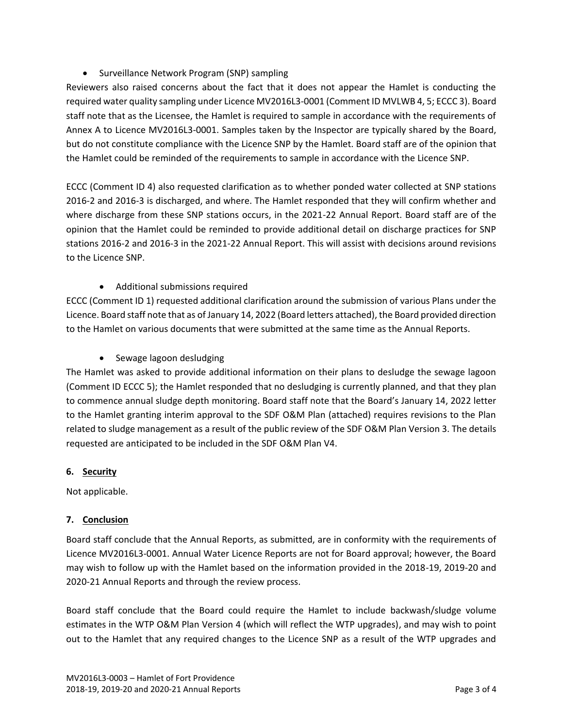- Surveillance Network Program (SNP) sampling

Reviewers also raised concerns about the fact that it does not appear the Hamlet is conducting the required water quality sampling under Licence MV2016L3-0001 (Comment ID MVLWB 4, 5; ECCC 3). Board staff note that as the Licensee, the Hamlet is required to sample in accordance with the requirements of Annex A to Licence MV2016L3-0001. Samples taken by the Inspector are typically shared by the Board, but do not constitute compliance with the Licence SNP by the Hamlet. Board staff are of the opinion that the Hamlet could be reminded of the requirements to sample in accordance with the Licence SNP.

ECCC (Comment ID 4) also requested clarification as to whether ponded water collected at SNP stations 2016-2 and 2016-3 is discharged, and where. The Hamlet responded that they will confirm whether and where discharge from these SNP stations occurs, in the 2021-22 Annual Report. Board staff are of the opinion that the Hamlet could be reminded to provide additional detail on discharge practices for SNP stations 2016-2 and 2016-3 in the 2021-22 Annual Report. This will assist with decisions around revisions to the Licence SNP.

- Additional submissions required

ECCC (Comment ID 1) requested additional clarification around the submission of various Plans under the Licence. Board staff note that as of January 14, 2022 (Board letters attached), the Board provided direction to the Hamlet on various documents that were submitted at the same time as the Annual Reports.

- Sewage lagoon desludging

The Hamlet was asked to provide additional information on their plans to desludge the sewage lagoon (Comment ID ECCC 5); the Hamlet responded that no desludging is currently planned, and that they plan to commence annual sludge depth monitoring. Board staff note that the Board's January 14, 2022 letter to the Hamlet granting interim approval to the SDF O&M Plan (attached) requires revisions to the Plan related to sludge management as a result of the public review of the SDF O&M Plan Version 3. The details requested are anticipated to be included in the SDF O&M Plan V4.

## 6. Security

Not applicable.

## 7. Conclusion

Board staff conclude that the Annual Reports, as submitted, are in conformity with the requirements of Licence MV2016L3-0001. Annual Water Licence Reports are not for Board approval; however, the Board may wish to follow up with the Hamlet based on the information provided in the 2018-19, 2019-20 and 2020-21 Annual Reports and through the review process.

Board staff conclude that the Board could require the Hamlet to include backwash/sludge volume estimates in the WTP O&M Plan Version 4 (which will reflect the WTP upgrades), and may wish to point out to the Hamlet that any required changes to the Licence SNP as a result of the WTP upgrades and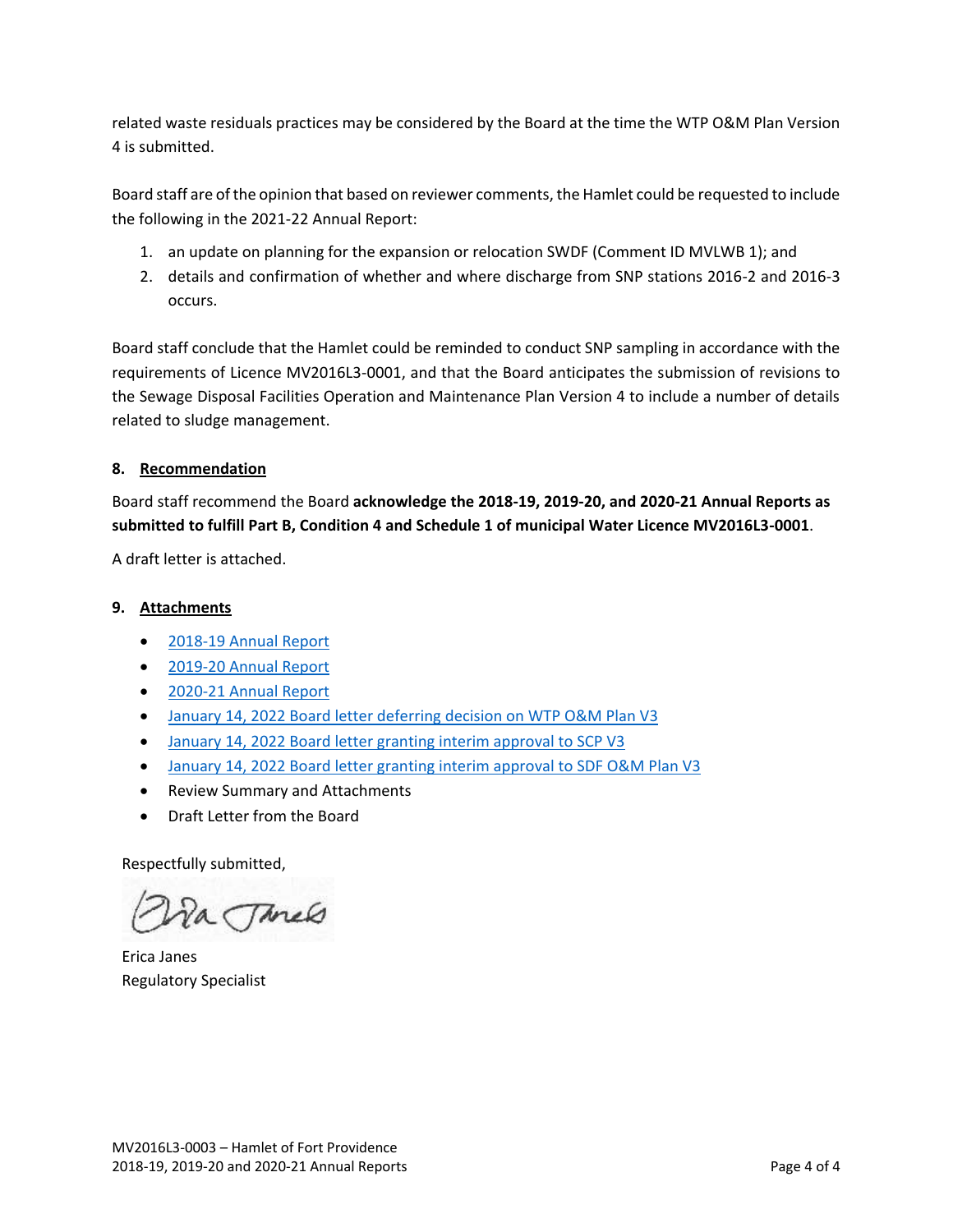related waste residuals practices may be considered by the Board at the time the WTP O&M Plan Version 4 is submitted.

Board staff are of the opinion that based on reviewer comments, the Hamlet could be requested to include the following in the 2021-22 Annual Report:

1. an update on planning for the expansion or relocation SWDF (Comment ID MVLWB 1); and
2. details and confirmation of whether and where discharge from SNP stations 2016-2 and 2016-3 occurs.

Board staff conclude that the Hamlet could be reminded to conduct SNP sampling in accordance with the requirements of Licence MV2016L3-0001, and that the Board anticipates the submission of revisions to the Sewage Disposal Facilities Operation and Maintenance Plan Version 4 to include a number of details related to sludge management.

## 8. Recommendation

Board staff recommend the Board **acknowledge the 2018-19, 2019-20, and 2020-21 Annual Reports as submitted to fulfill Part B, Condition 4 and Schedule 1 of municipal Water Licence MV2016L3-0001**.

A draft letter is attached.

## 9. Attachments

- 2018-19 Annual Report
- 2019-20 Annual Report
- 2020-21 Annual Report
- January 14, 2022 Board letter deferring decision on WTP O&M Plan V3
- January 14, 2022 Board letter granting interim approval to SCP V3
- January 14, 2022 Board letter granting interim approval to SDF O&M Plan V3
- Review Summary and Attachments
- Draft Letter from the Board

Respectfully submitted,

Erica Janes
Regulatory Specialist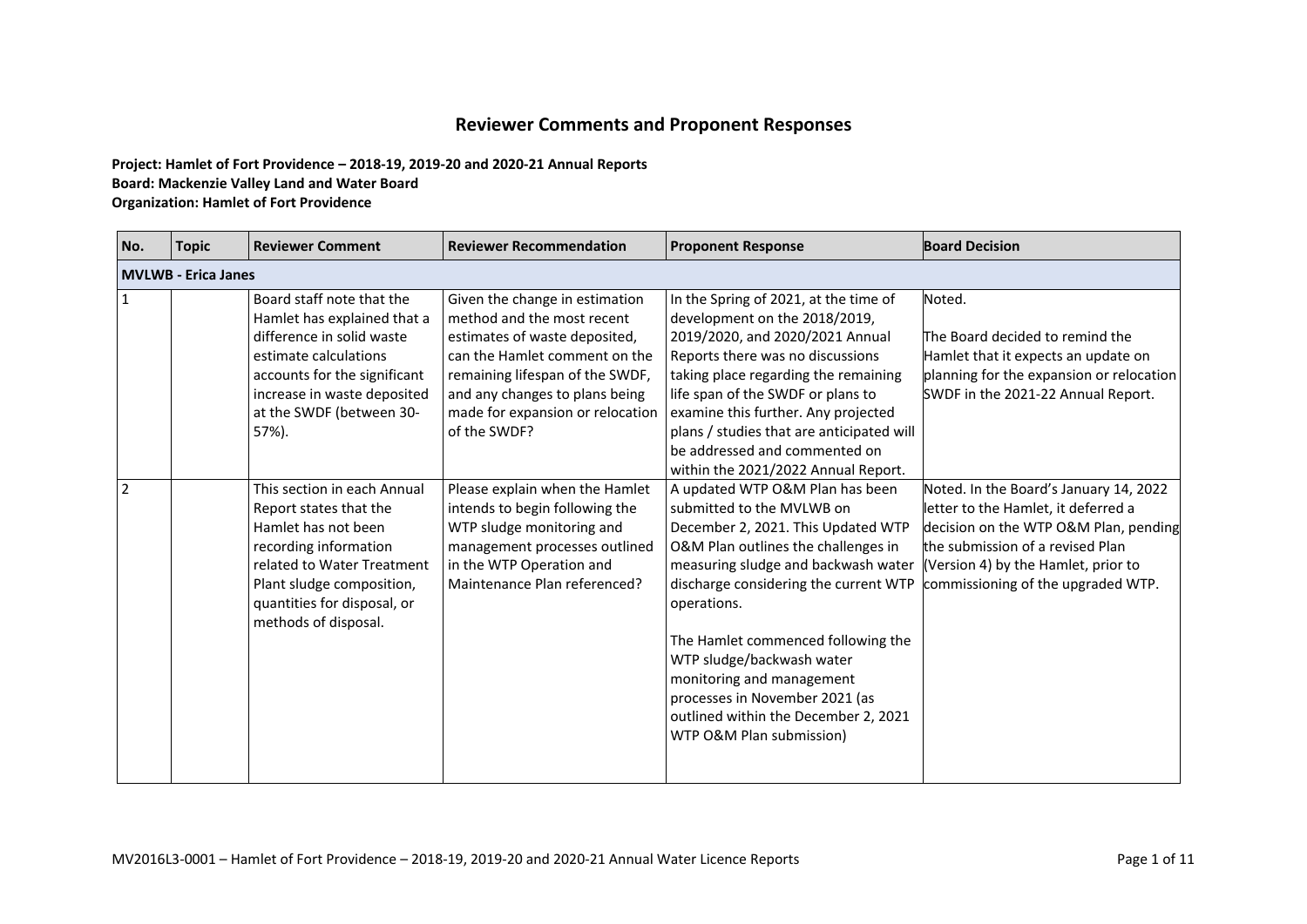# Reviewer Comments and Proponent Responses

**Project: Hamlet of Fort Providence – 2018-19, 2019-20 and 2020-21 Annual Reports**
**Board: Mackenzie Valley Land and Water Board**
**Organization: Hamlet of Fort Providence**

| No. | Topic | Reviewer Comment | Reviewer Recommendation | Proponent Response | Board Decision |
|---|---|---|---|---|---|
| **MVLWB - Erica Janes** | | | | | |
| 1 | | Board staff note that the Hamlet has explained that a difference in solid waste estimate calculations accounts for the significant increase in waste deposited at the SWDF (between 30-57%). | Given the change in estimation method and the most recent estimates of waste deposited, can the Hamlet comment on the remaining lifespan of the SWDF, and any changes to plans being made for expansion or relocation of the SWDF? | In the Spring of 2021, at the time of development on the 2018/2019, 2019/2020, and 2020/2021 Annual Reports there was no discussions taking place regarding the remaining life span of the SWDF or plans to examine this further. Any projected plans / studies that are anticipated will be addressed and commented on within the 2021/2022 Annual Report. | Noted.<br><br>The Board decided to remind the Hamlet that it expects an update on planning for the expansion or relocation SWDF in the 2021-22 Annual Report. |
| 2 | | This section in each Annual Report states that the Hamlet has not been recording information related to Water Treatment Plant sludge composition, quantities for disposal, or methods of disposal. | Please explain when the Hamlet intends to begin following the WTP sludge monitoring and management processes outlined in the WTP Operation and Maintenance Plan referenced? | A updated WTP O&M Plan has been submitted to the MVLWB on December 2, 2021. This Updated WTP O&M Plan outlines the challenges in measuring sludge and backwash water discharge considering the current WTP operations.<br><br>The Hamlet commenced following the WTP sludge/backwash water monitoring and management processes in November 2021 (as outlined within the December 2, 2021 WTP O&M Plan submission) | Noted. In the Board's January 14, 2022 letter to the Hamlet, it deferred a decision on the WTP O&M Plan, pending the submission of a revised Plan (Version 4) by the Hamlet, prior to commissioning of the upgraded WTP. |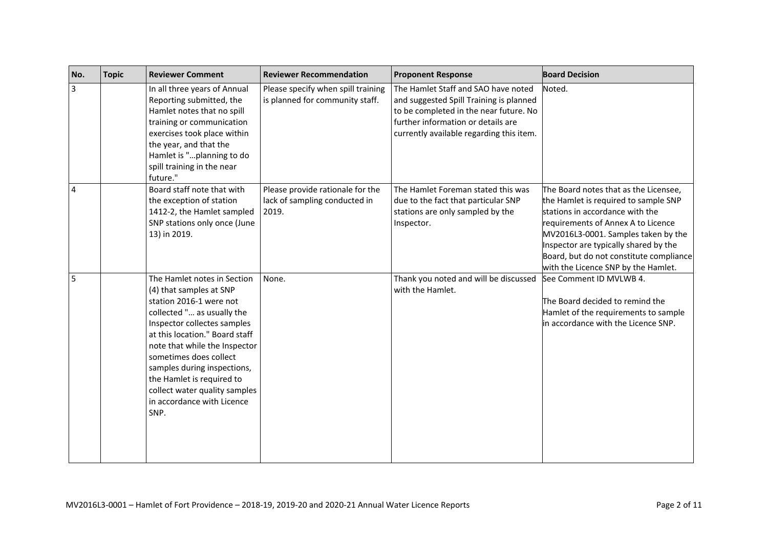| No. | Topic | Reviewer Comment | Reviewer Recommendation | Proponent Response | Board Decision |
|---|---|---|---|---|---|
| 3 | | In all three years of Annual Reporting submitted, the Hamlet notes that no spill training or communication exercises took place within the year, and that the Hamlet is "…planning to do spill training in the near future." | Please specify when spill training is planned for community staff. | The Hamlet Staff and SAO have noted and suggested Spill Training is planned to be completed in the near future. No further information or details are currently available regarding this item. | Noted. |
| 4 | | Board staff note that with the exception of station 1412-2, the Hamlet sampled SNP stations only once (June 13) in 2019. | Please provide rationale for the lack of sampling conducted in 2019. | The Hamlet Foreman stated this was due to the fact that particular SNP stations are only sampled by the Inspector. | The Board notes that as the Licensee, the Hamlet is required to sample SNP stations in accordance with the requirements of Annex A to Licence MV2016L3-0001. Samples taken by the Inspector are typically shared by the Board, but do not constitute compliance with the Licence SNP by the Hamlet. |
| 5 | | The Hamlet notes in Section (4) that samples at SNP station 2016-1 were not collected "… as usually the Inspector collectes samples at this location." Board staff note that while the Inspector sometimes does collect samples during inspections, the Hamlet is required to collect water quality samples in accordance with Licence SNP. | None. | Thank you noted and will be discussed with the Hamlet. | See Comment ID MVLWB 4.<br><br>The Board decided to remind the Hamlet of the requirements to sample in accordance with the Licence SNP. |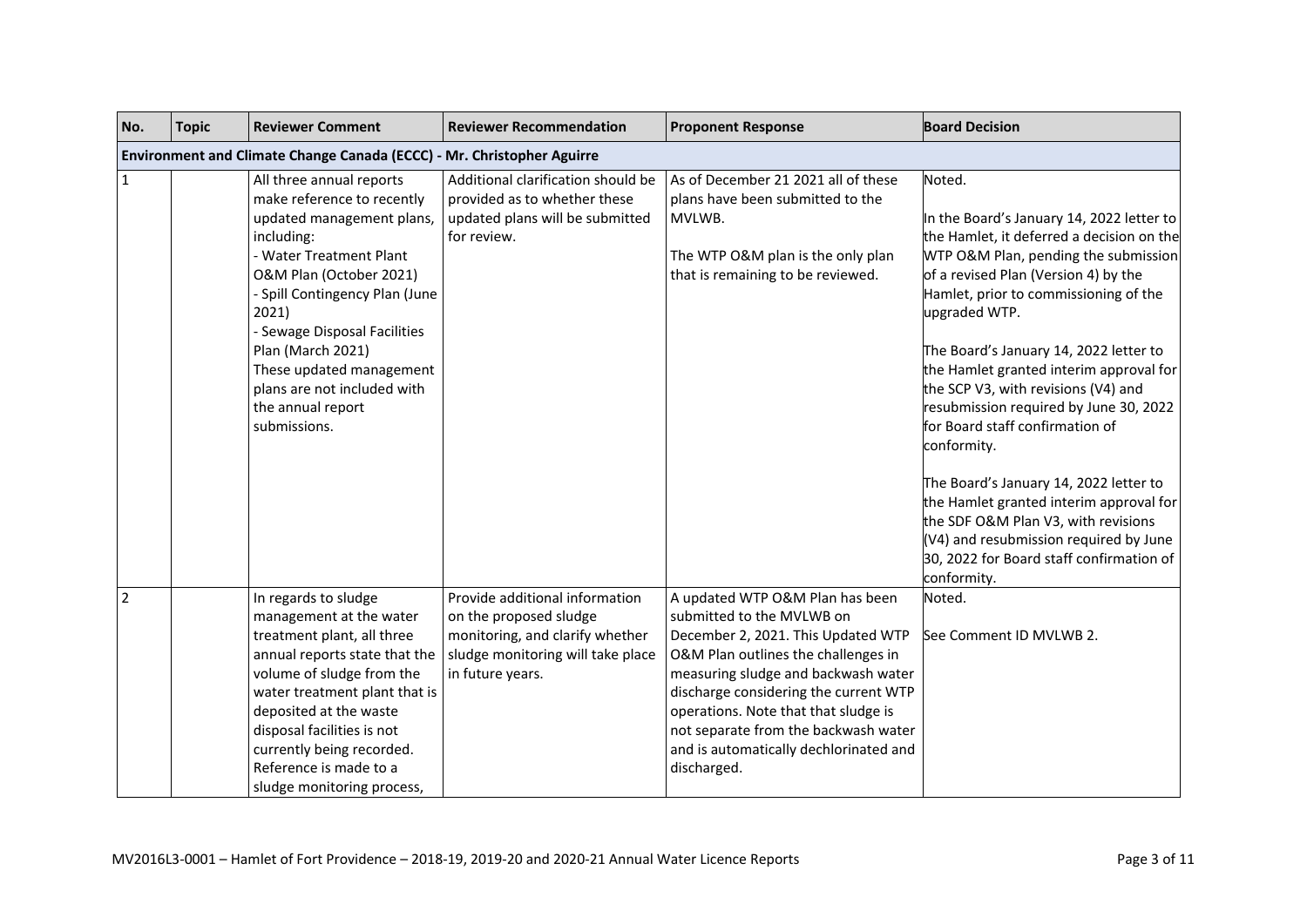| No. | Topic | Reviewer Comment | Reviewer Recommendation | Proponent Response | Board Decision |
|---|---|---|---|---|---|
| **Environment and Climate Change Canada (ECCC) - Mr. Christopher Aguirre** | | | | | |
| 1 | | All three annual reports make reference to recently updated management plans, including:<br>- Water Treatment Plant O&M Plan (October 2021)<br>- Spill Contingency Plan (June 2021)<br>- Sewage Disposal Facilities Plan (March 2021)<br>These updated management plans are not included with the annual report submissions. | Additional clarification should be provided as to whether these updated plans will be submitted for review. | As of December 21 2021 all of these plans have been submitted to the MVLWB.<br><br>The WTP O&M plan is the only plan that is remaining to be reviewed. | Noted.<br><br>In the Board's January 14, 2022 letter to the Hamlet, it deferred a decision on the WTP O&M Plan, pending the submission of a revised Plan (Version 4) by the Hamlet, prior to commissioning of the upgraded WTP.<br><br>The Board's January 14, 2022 letter to the Hamlet granted interim approval for the SCP V3, with revisions (V4) and resubmission required by June 30, 2022 for Board staff confirmation of conformity.<br><br>The Board's January 14, 2022 letter to the Hamlet granted interim approval for the SDF O&M Plan V3, with revisions (V4) and resubmission required by June 30, 2022 for Board staff confirmation of conformity. |
| 2 | | In regards to sludge management at the water treatment plant, all three annual reports state that the volume of sludge from the water treatment plant that is deposited at the waste disposal facilities is not currently being recorded. Reference is made to a sludge monitoring process, | Provide additional information on the proposed sludge monitoring, and clarify whether sludge monitoring will take place in future years. | A updated WTP O&M Plan has been submitted to the MVLWB on December 2, 2021. This Updated WTP O&M Plan outlines the challenges in measuring sludge and backwash water discharge considering the current WTP operations. Note that that sludge is not separate from the backwash water and is automatically dechlorinated and discharged. | Noted.<br><br>See Comment ID MVLWB 2. |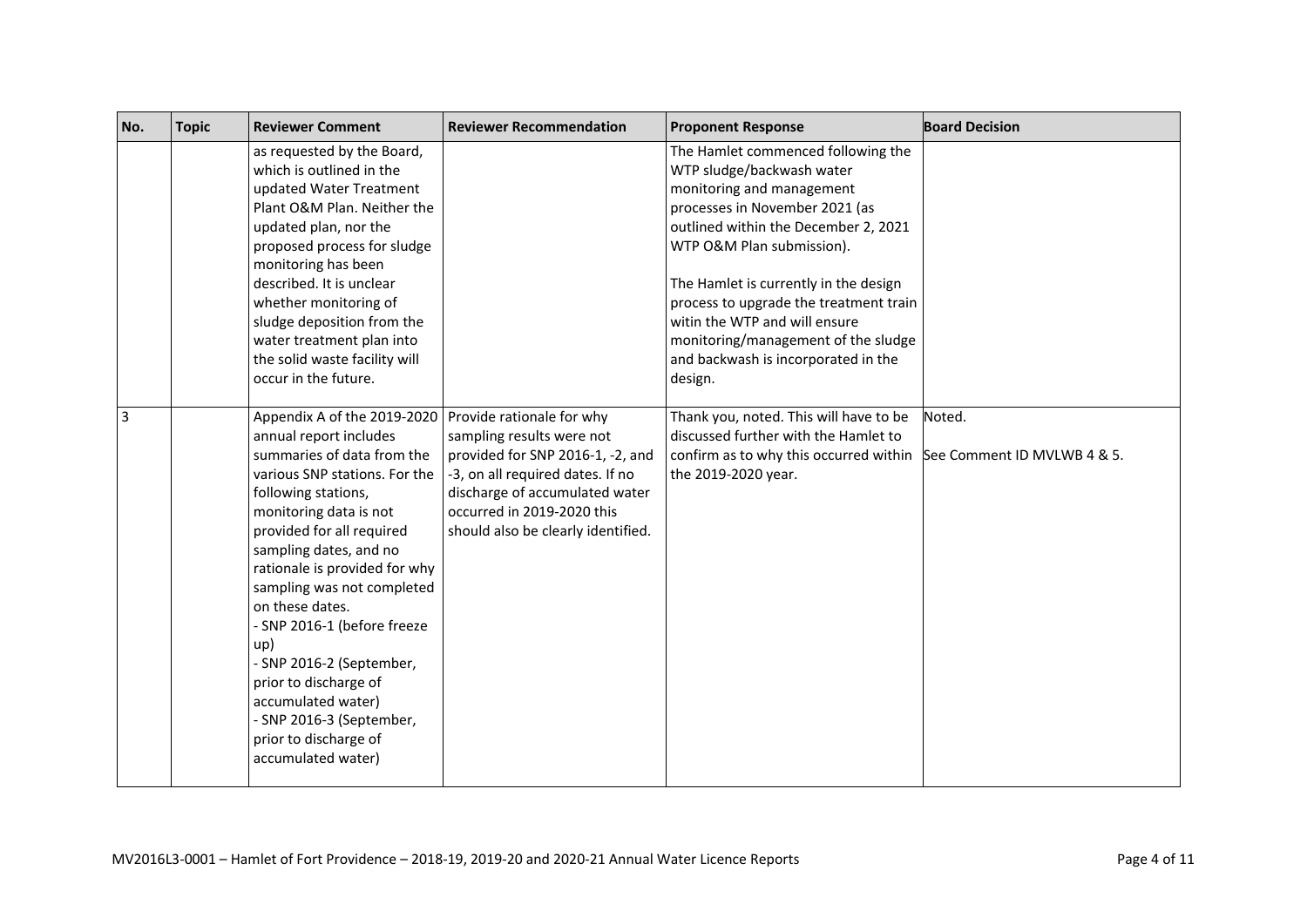| No. | Topic | Reviewer Comment | Reviewer Recommendation | Proponent Response | Board Decision |
|---|---|---|---|---|---|
| | | as requested by the Board, which is outlined in the updated Water Treatment Plant O&M Plan. Neither the updated plan, nor the proposed process for sludge monitoring has been described. It is unclear whether monitoring of sludge deposition from the water treatment plan into the solid waste facility will occur in the future. | | The Hamlet commenced following the WTP sludge/backwash water monitoring and management processes in November 2021 (as outlined within the December 2, 2021 WTP O&M Plan submission).<br><br>The Hamlet is currently in the design process to upgrade the treatment train witin the WTP and will ensure monitoring/management of the sludge and backwash is incorporated in the design. | |
| 3 | | Appendix A of the 2019-2020 annual report includes summaries of data from the various SNP stations. For the following stations, monitoring data is not provided for all required sampling dates, and no rationale is provided for why sampling was not completed on these dates.<br>- SNP 2016-1 (before freeze up)<br>- SNP 2016-2 (September, prior to discharge of accumulated water)<br>- SNP 2016-3 (September, prior to discharge of accumulated water) | Provide rationale for why sampling results were not provided for SNP 2016-1, -2, and -3, on all required dates. If no discharge of accumulated water occurred in 2019-2020 this should also be clearly identified. | Thank you, noted. This will have to be discussed further with the Hamlet to confirm as to why this occurred within the 2019-2020 year. | Noted.<br><br>See Comment ID MVLWB 4 & 5. |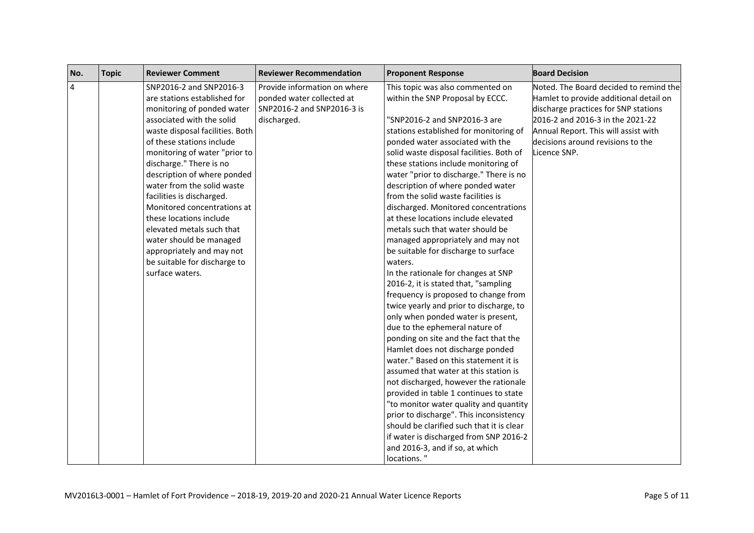| No. | Topic | Reviewer Comment | Reviewer Recommendation | Proponent Response | Board Decision |
|---|---|---|---|---|---|
| 4 | | SNP2016-2 and SNP2016-3 are stations established for monitoring of ponded water associated with the solid waste disposal facilities. Both of these stations include monitoring of water "prior to discharge." There is no description of where ponded water from the solid waste facilities is discharged. Monitored concentrations at these locations include elevated metals such that water should be managed appropriately and may not be suitable for discharge to surface waters. | Provide information on where ponded water collected at SNP2016-2 and SNP2016-3 is discharged. | This topic was also commented on within the SNP Proposal by ECCC.<br><br>"SNP2016-2 and SNP2016-3 are stations established for monitoring of ponded water associated with the solid waste disposal facilities. Both of these stations include monitoring of water "prior to discharge." There is no description of where ponded water from the solid waste facilities is discharged. Monitored concentrations at these locations include elevated metals such that water should be managed appropriately and may not be suitable for discharge to surface waters.<br>In the rationale for changes at SNP 2016-2, it is stated that, "sampling frequency is proposed to change from twice yearly and prior to discharge, to only when ponded water is present, due to the ephemeral nature of ponding on site and the fact that the Hamlet does not discharge ponded water." Based on this statement it is assumed that water at this station is not discharged, however the rationale provided in table 1 continues to state "to monitor water quality and quantity prior to discharge". This inconsistency should be clarified such that it is clear if water is discharged from SNP 2016-2 and 2016-3, and if so, at which locations. " | Noted. The Board decided to remind the Hamlet to provide additional detail on discharge practices for SNP stations 2016-2 and 2016-3 in the 2021-22 Annual Report. This will assist with decisions around revisions to the Licence SNP. |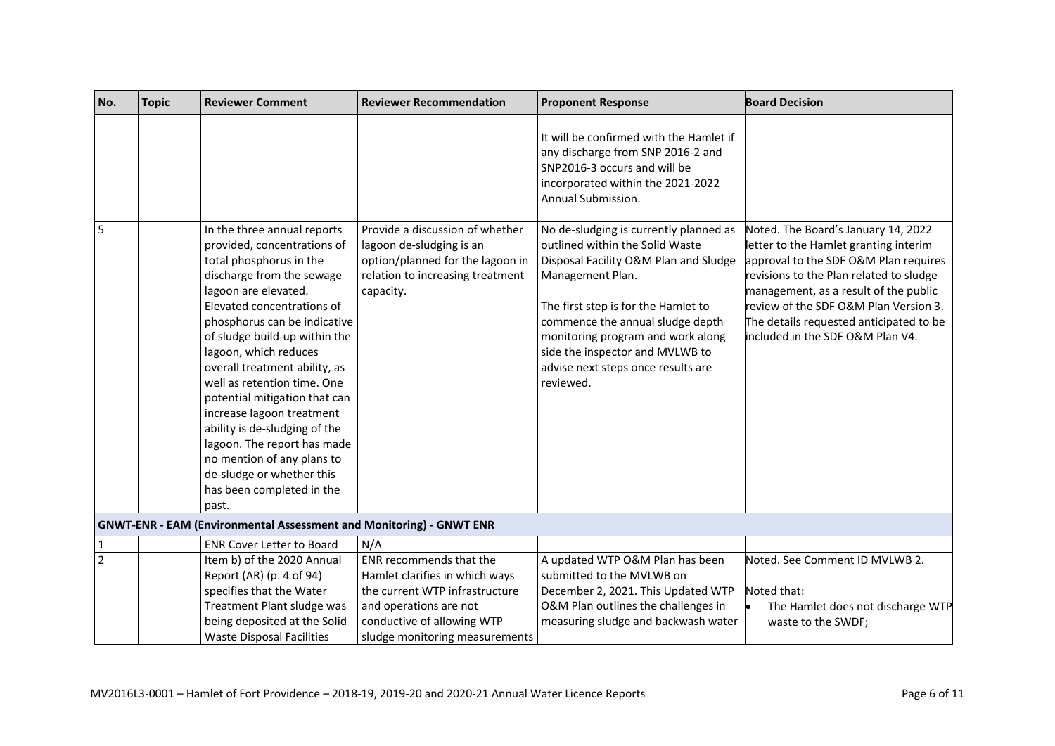| No. | Topic | Reviewer Comment | Reviewer Recommendation | Proponent Response | Board Decision |
|---|---|---|---|---|---|
| | | | | It will be confirmed with the Hamlet if any discharge from SNP 2016-2 and SNP2016-3 occurs and will be incorporated within the 2021-2022 Annual Submission. | |
| 5 | | In the three annual reports provided, concentrations of total phosphorus in the discharge from the sewage lagoon are elevated. Elevated concentrations of phosphorus can be indicative of sludge build-up within the lagoon, which reduces overall treatment ability, as well as retention time. One potential mitigation that can increase lagoon treatment ability is de-sludging of the lagoon. The report has made no mention of any plans to de-sludge or whether this has been completed in the past. | Provide a discussion of whether lagoon de-sludging is an option/planned for the lagoon in relation to increasing treatment capacity. | No de-sludging is currently planned as outlined within the Solid Waste Disposal Facility O&M Plan and Sludge Management Plan.<br><br>The first step is for the Hamlet to commence the annual sludge depth monitoring program and work along side the inspector and MVLWB to advise next steps once results are reviewed. | Noted. The Board's January 14, 2022 letter to the Hamlet granting interim approval to the SDF O&M Plan requires revisions to the Plan related to sludge management, as a result of the public review of the SDF O&M Plan Version 3. The details requested anticipated to be included in the SDF O&M Plan V4. |
| **GNWT-ENR - EAM (Environmental Assessment and Monitoring) - GNWT ENR** | | | | | |
| 1 | | ENR Cover Letter to Board | N/A | | |
| 2 | | Item b) of the 2020 Annual Report (AR) (p. 4 of 94) specifies that the Water Treatment Plant sludge was being deposited at the Solid Waste Disposal Facilities | ENR recommends that the Hamlet clarifies in which ways the current WTP infrastructure and operations are not conductive of allowing WTP sludge monitoring measurements | A updated WTP O&M Plan has been submitted to the MVLWB on December 2, 2021. This Updated WTP O&M Plan outlines the challenges in measuring sludge and backwash water | Noted. See Comment ID MVLWB 2.<br><br>Noted that:<br>• The Hamlet does not discharge WTP waste to the SWDF; |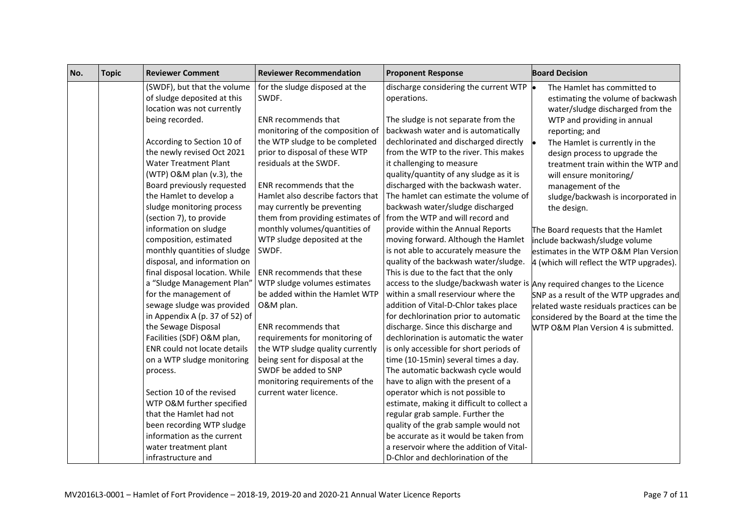| No. | Topic | Reviewer Comment | Reviewer Recommendation | Proponent Response | Board Decision |
|---|---|---|---|---|---|
| | | (SWDF), but that the volume of sludge deposited at this location was not currently being recorded.<br><br>According to Section 10 of the newly revised Oct 2021 Water Treatment Plant (WTP) O&M plan (v.3), the Board previously requested the Hamlet to develop a sludge monitoring process (section 7), to provide information on sludge composition, estimated monthly quantities of sludge disposal, and information on final disposal location. While a "Sludge Management Plan" for the management of sewage sludge was provided in Appendix A (p. 37 of 52) of the Sewage Disposal Facilities (SDF) O&M plan, ENR could not locate details on a WTP sludge monitoring process.<br><br>Section 10 of the revised WTP O&M further specified that the Hamlet had not been recording WTP sludge information as the current water treatment plant infrastructure and | for the sludge disposed at the SWDF.<br><br>ENR recommends that monitoring of the composition of the WTP sludge to be completed prior to disposal of these WTP residuals at the SWDF.<br><br>ENR recommends that the Hamlet also describe factors that may currently be preventing them from providing estimates of monthly volumes/quantities of WTP sludge deposited at the SWDF.<br><br>ENR recommends that these WTP sludge volumes estimates be added within the Hamlet WTP O&M plan.<br><br>ENR recommends that requirements for monitoring of the WTP sludge quality currently being sent for disposal at the SWDF be added to SNP monitoring requirements of the current water licence. | discharge considering the current WTP operations.<br><br>The sludge is not separate from the backwash water and is automatically dechlorinated and discharged directly from the WTP to the river. This makes it challenging to measure quality/quantity of any sludge as it is discharged with the backwash water. The hamlet can estimate the volume of backwash water/sludge discharged from the WTP and will record and provide within the Annual Reports moving forward. Although the Hamlet is not able to accurately measure the quality of the backwash water/sludge. This is due to the fact that the only access to the sludge/backwash water is within a small reserviour where the addition of Vital-D-Chlor takes place for dechlorination prior to automatic discharge. Since this discharge and dechlorination is automatic the water is only accessible for short periods of time (10-15min) several times a day. The automatic backwash cycle would have to align with the present of a operator which is not possible to estimate, making it difficult to collect a regular grab sample. Further the quality of the grab sample would not be accurate as it would be taken from a reservoir where the addition of Vital-D-Chlor and dechlorination of the | • The Hamlet has committed to estimating the volume of backwash water/sludge discharged from the WTP and providing in annual reporting; and<br>• The Hamlet is currently in the design process to upgrade the treatment train within the WTP and will ensure monitoring/ management of the sludge/backwash is incorporated in the design.<br><br>The Board requests that the Hamlet include backwash/sludge volume estimates in the WTP O&M Plan Version 4 (which will reflect the WTP upgrades).<br><br>Any required changes to the Licence SNP as a result of the WTP upgrades and related waste residuals practices can be considered by the Board at the time the WTP O&M Plan Version 4 is submitted. |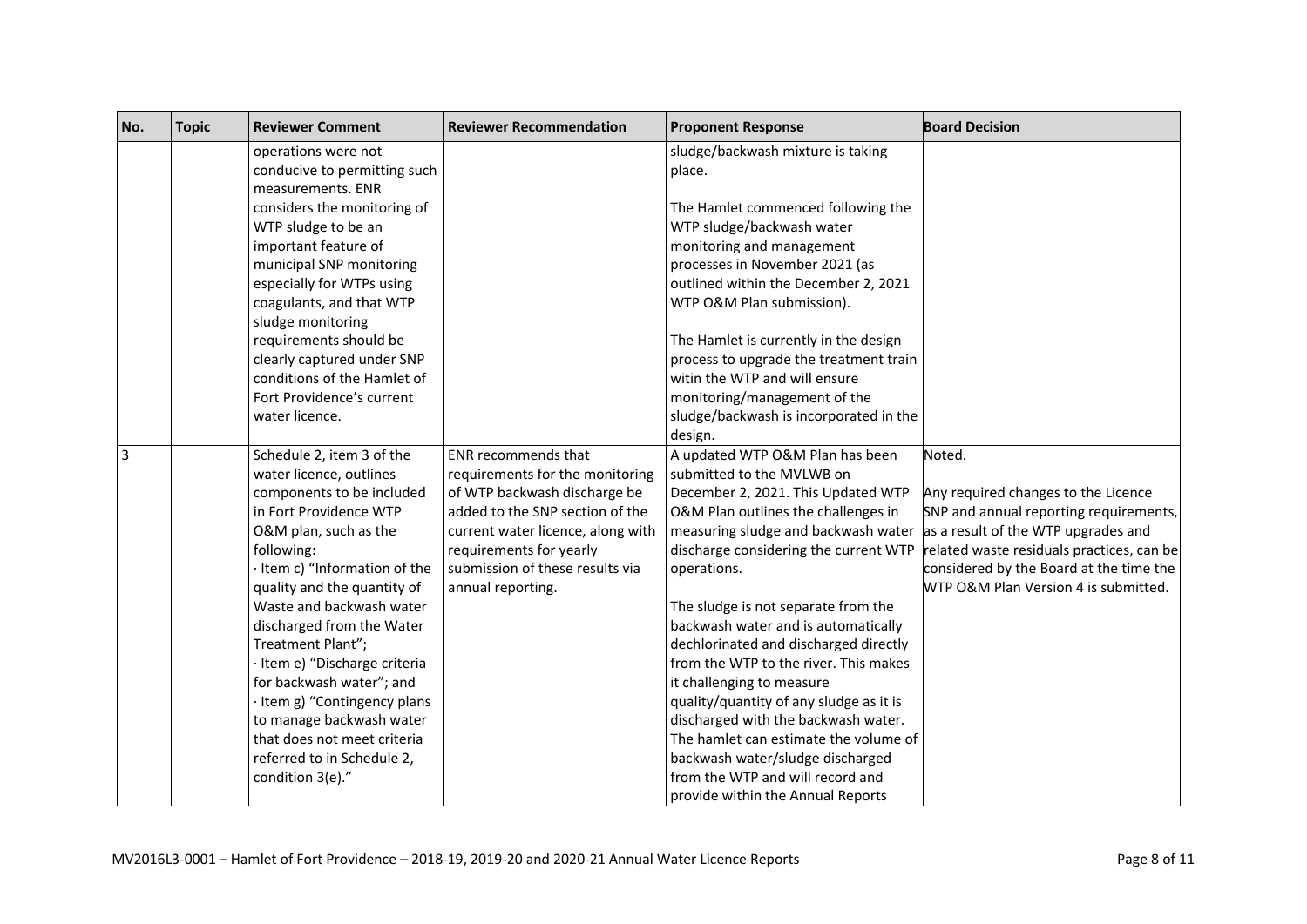| No. | Topic | Reviewer Comment | Reviewer Recommendation | Proponent Response | Board Decision |
|---|---|---|---|---|---|
| | | operations were not conducive to permitting such measurements. ENR considers the monitoring of WTP sludge to be an important feature of municipal SNP monitoring especially for WTPs using coagulants, and that WTP sludge monitoring requirements should be clearly captured under SNP conditions of the Hamlet of Fort Providence's current water licence. | | sludge/backwash mixture is taking place.<br><br>The Hamlet commenced following the WTP sludge/backwash water monitoring and management processes in November 2021 (as outlined within the December 2, 2021 WTP O&M Plan submission).<br><br>The Hamlet is currently in the design process to upgrade the treatment train witin the WTP and will ensure monitoring/management of the sludge/backwash is incorporated in the design. | |
| 3 | | Schedule 2, item 3 of the water licence, outlines components to be included in Fort Providence WTP O&M plan, such as the following:<br>· Item c) "Information of the quality and the quantity of Waste and backwash water discharged from the Water Treatment Plant";<br>· Item e) "Discharge criteria for backwash water"; and<br>· Item g) "Contingency plans to manage backwash water that does not meet criteria referred to in Schedule 2, condition 3(e)." | ENR recommends that requirements for the monitoring of WTP backwash discharge be added to the SNP section of the current water licence, along with requirements for yearly submission of these results via annual reporting. | A updated WTP O&M Plan has been submitted to the MVLWB on December 2, 2021. This Updated WTP O&M Plan outlines the challenges in measuring sludge and backwash water discharge considering the current WTP operations.<br><br>The sludge is not separate from the backwash water and is automatically dechlorinated and discharged directly from the WTP to the river. This makes it challenging to measure quality/quantity of any sludge as it is discharged with the backwash water. The hamlet can estimate the volume of backwash water/sludge discharged from the WTP and will record and provide within the Annual Reports | Noted.<br><br>Any required changes to the Licence SNP and annual reporting requirements, as a result of the WTP upgrades and related waste residuals practices, can be considered by the Board at the time the WTP O&M Plan Version 4 is submitted. |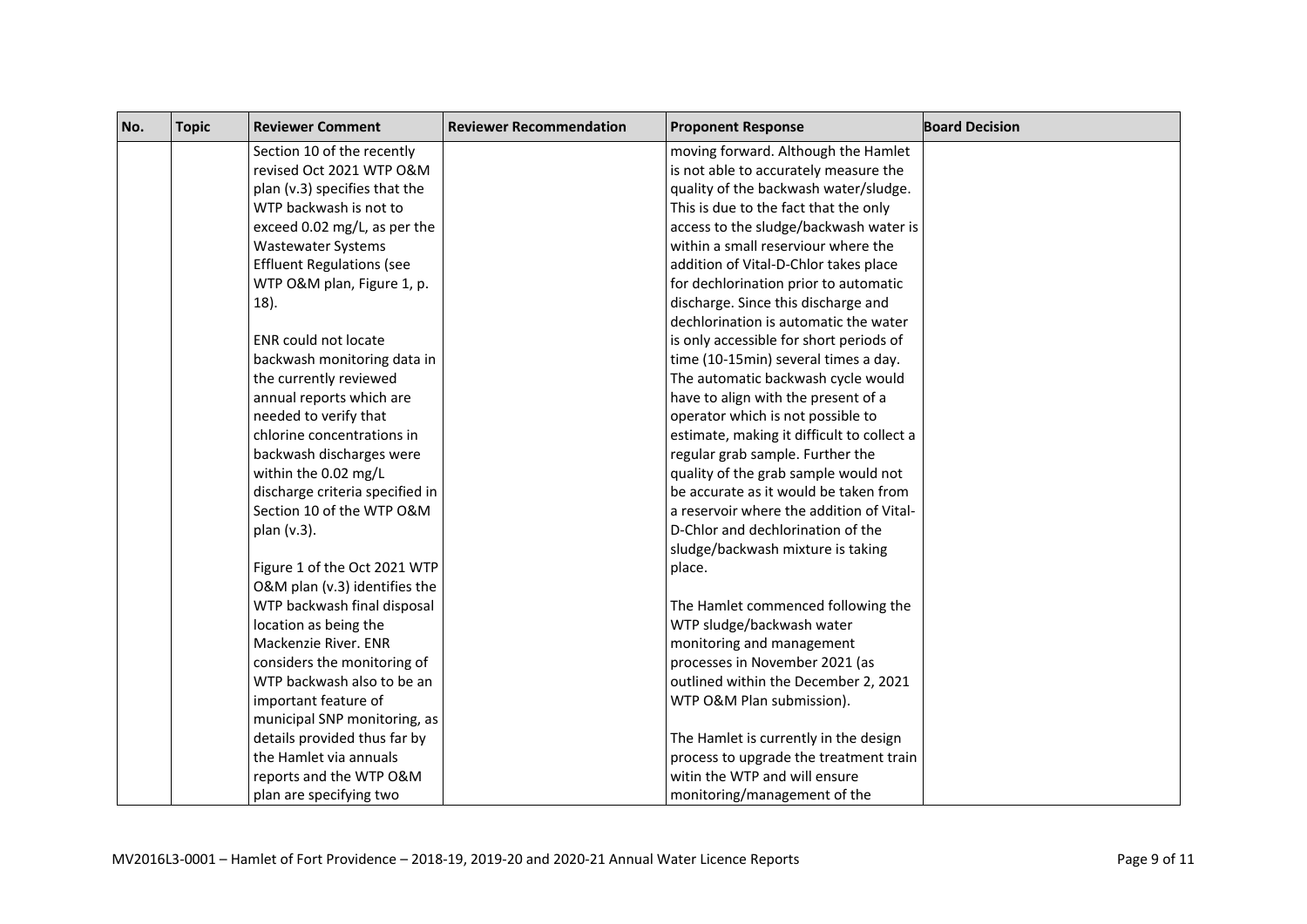| No. | Topic | Reviewer Comment | Reviewer Recommendation | Proponent Response | Board Decision |
|---|---|---|---|---|---|
| | | Section 10 of the recently revised Oct 2021 WTP O&M plan (v.3) specifies that the WTP backwash is not to exceed 0.02 mg/L, as per the Wastewater Systems Effluent Regulations (see WTP O&M plan, Figure 1, p. 18).<br><br>ENR could not locate backwash monitoring data in the currently reviewed annual reports which are needed to verify that chlorine concentrations in backwash discharges were within the 0.02 mg/L discharge criteria specified in Section 10 of the WTP O&M plan (v.3).<br><br>Figure 1 of the Oct 2021 WTP O&M plan (v.3) identifies the WTP backwash final disposal location as being the Mackenzie River. ENR considers the monitoring of WTP backwash also to be an important feature of municipal SNP monitoring, as details provided thus far by the Hamlet via annuals reports and the WTP O&M plan are specifying two | | moving forward. Although the Hamlet is not able to accurately measure the quality of the backwash water/sludge. This is due to the fact that the only access to the sludge/backwash water is within a small reserviour where the addition of Vital-D-Chlor takes place for dechlorination prior to automatic discharge. Since this discharge and dechlorination is automatic the water is only accessible for short periods of time (10-15min) several times a day. The automatic backwash cycle would have to align with the present of a operator which is not possible to estimate, making it difficult to collect a regular grab sample. Further the quality of the grab sample would not be accurate as it would be taken from a reservoir where the addition of Vital-D-Chlor and dechlorination of the sludge/backwash mixture is taking place.<br><br>The Hamlet commenced following the WTP sludge/backwash water monitoring and management processes in November 2021 (as outlined within the December 2, 2021 WTP O&M Plan submission).<br><br>The Hamlet is currently in the design process to upgrade the treatment train witin the WTP and will ensure monitoring/management of the | |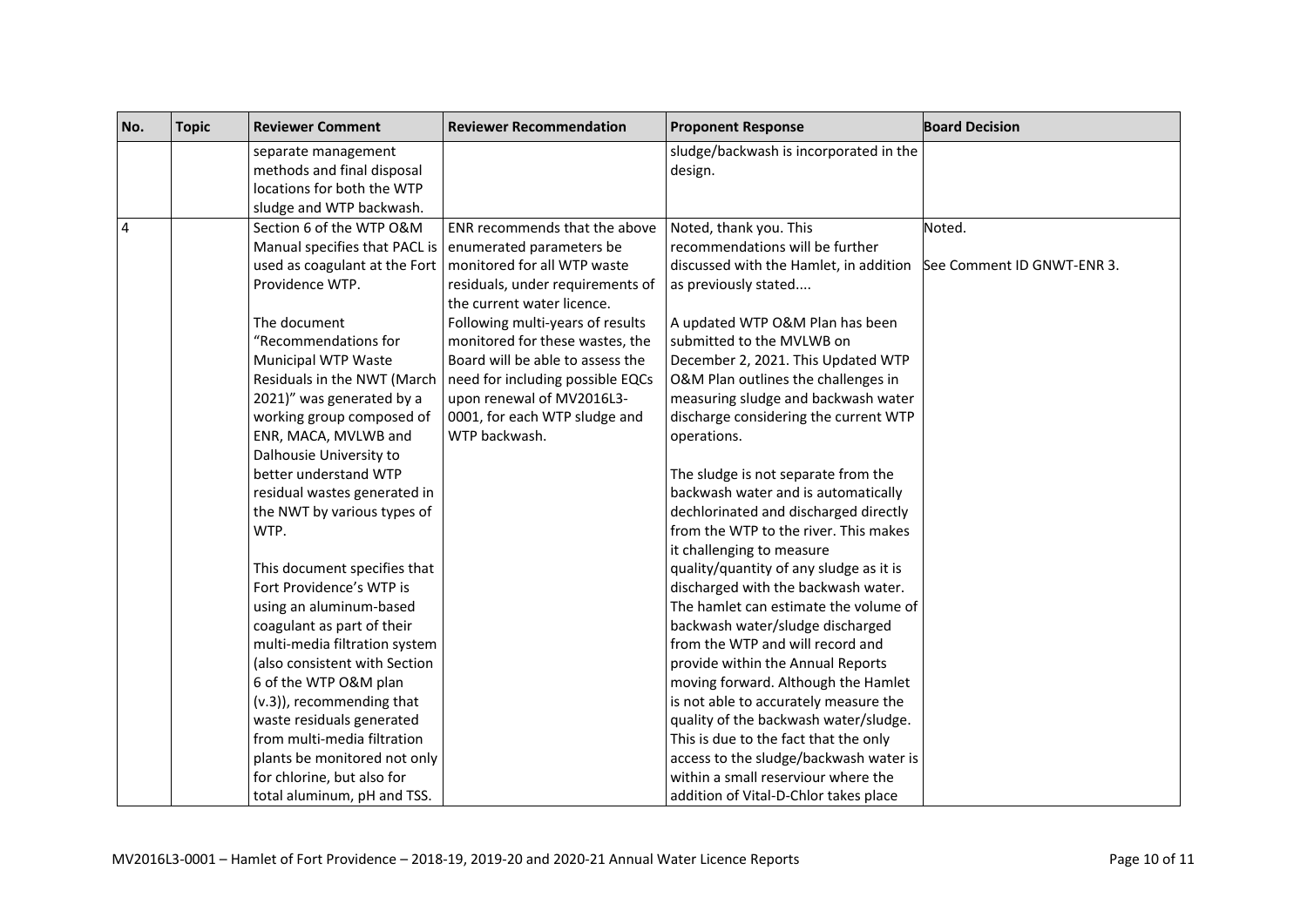| No. | Topic | Reviewer Comment | Reviewer Recommendation | Proponent Response | Board Decision |
|---|---|---|---|---|---|
| | | separate management methods and final disposal locations for both the WTP sludge and WTP backwash. | | sludge/backwash is incorporated in the design. | |
| 4 | | Section 6 of the WTP O&M Manual specifies that PACL is used as coagulant at the Fort Providence WTP.<br><br>The document "Recommendations for Municipal WTP Waste Residuals in the NWT (March 2021)" was generated by a working group composed of ENR, MACA, MVLWB and Dalhousie University to better understand WTP residual wastes generated in the NWT by various types of WTP.<br><br>This document specifies that Fort Providence's WTP is using an aluminum-based coagulant as part of their multi-media filtration system (also consistent with Section 6 of the WTP O&M plan (v.3)), recommending that waste residuals generated from multi-media filtration plants be monitored not only for chlorine, but also for total aluminum, pH and TSS. | ENR recommends that the above enumerated parameters be monitored for all WTP waste residuals, under requirements of the current water licence.<br>Following multi-years of results monitored for these wastes, the Board will be able to assess the need for including possible EQCs upon renewal of MV2016L3-0001, for each WTP sludge and WTP backwash. | Noted, thank you. This recommendations will be further discussed with the Hamlet, in addition as previously stated....<br><br>A updated WTP O&M Plan has been submitted to the MVLWB on December 2, 2021. This Updated WTP O&M Plan outlines the challenges in measuring sludge and backwash water discharge considering the current WTP operations.<br><br>The sludge is not separate from the backwash water and is automatically dechlorinated and discharged directly from the WTP to the river. This makes it challenging to measure quality/quantity of any sludge as it is discharged with the backwash water. The hamlet can estimate the volume of backwash water/sludge discharged from the WTP and will record and provide within the Annual Reports moving forward. Although the Hamlet is not able to accurately measure the quality of the backwash water/sludge. This is due to the fact that the only access to the sludge/backwash water is within a small reserviour where the addition of Vital-D-Chlor takes place | Noted.<br><br>See Comment ID GNWT-ENR 3. |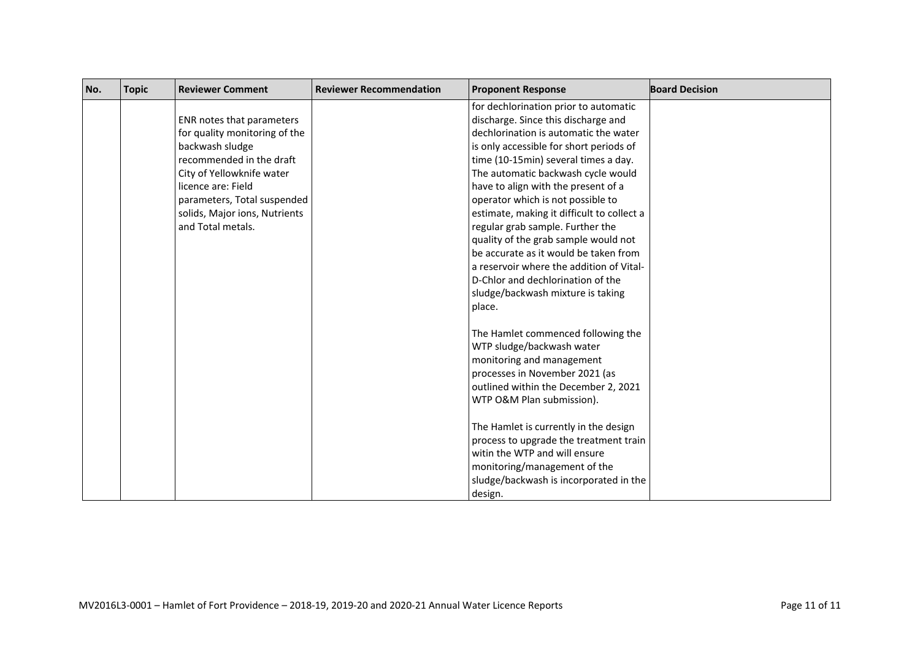| No. | Topic | Reviewer Comment | Reviewer Recommendation | Proponent Response | Board Decision |
|---|---|---|---|---|---|
| | | ENR notes that parameters for quality monitoring of the backwash sludge recommended in the draft City of Yellowknife water licence are: Field parameters, Total suspended solids, Major ions, Nutrients and Total metals. | | for dechlorination prior to automatic discharge. Since this discharge and dechlorination is automatic the water is only accessible for short periods of time (10-15min) several times a day. The automatic backwash cycle would have to align with the present of a operator which is not possible to estimate, making it difficult to collect a regular grab sample. Further the quality of the grab sample would not be accurate as it would be taken from a reservoir where the addition of Vital-D-Chlor and dechlorination of the sludge/backwash mixture is taking place.<br><br>The Hamlet commenced following the WTP sludge/backwash water monitoring and management processes in November 2021 (as outlined within the December 2, 2021 WTP O&M Plan submission).<br><br>The Hamlet is currently in the design process to upgrade the treatment train witin the WTP and will ensure monitoring/management of the sludge/backwash is incorporated in the design. | |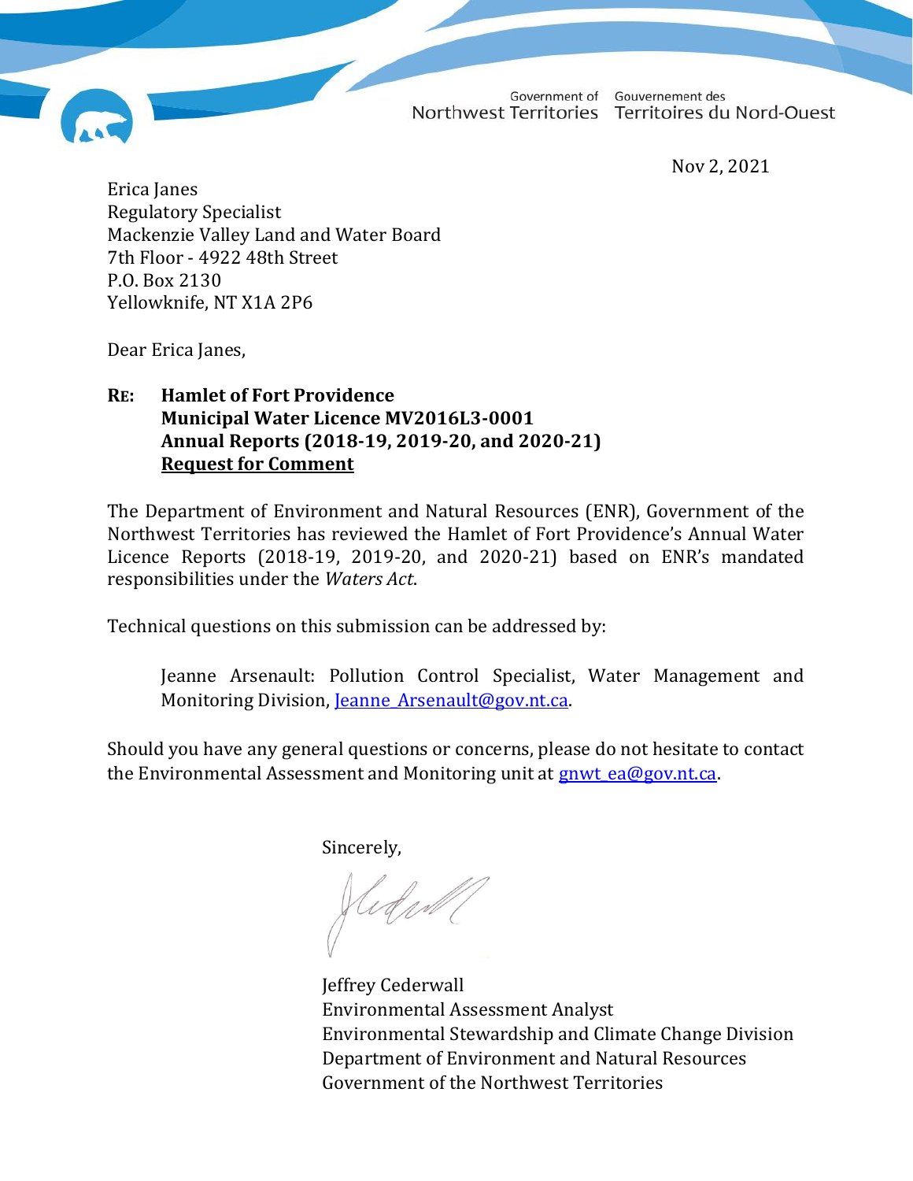Government of Northwest Territories Gouvernement des Territoires du Nord-Ouest

Nov 2, 2021

Erica Janes
Regulatory Specialist
Mackenzie Valley Land and Water Board
7th Floor - 4922 48th Street
P.O. Box 2130
Yellowknife, NT X1A 2P6

Dear Erica Janes,

**RE: Hamlet of Fort Providence**
**Municipal Water Licence MV2016L3-0001**
**Annual Reports (2018-19, 2019-20, and 2020-21)**
**<u>Request for Comment</u>**

The Department of Environment and Natural Resources (ENR), Government of the Northwest Territories has reviewed the Hamlet of Fort Providence's Annual Water Licence Reports (2018-19, 2019-20, and 2020-21) based on ENR's mandated responsibilities under the *Waters Act*.

Technical questions on this submission can be addressed by:

> Jeanne Arsenault: Pollution Control Specialist, Water Management and Monitoring Division, Jeanne_Arsenault@gov.nt.ca.

Should you have any general questions or concerns, please do not hesitate to contact the Environmental Assessment and Monitoring unit at gnwt_ea@gov.nt.ca.

Sincerely,

Jeffrey Cederwall
Environmental Assessment Analyst
Environmental Stewardship and Climate Change Division
Department of Environment and Natural Resources
Government of the Northwest Territories